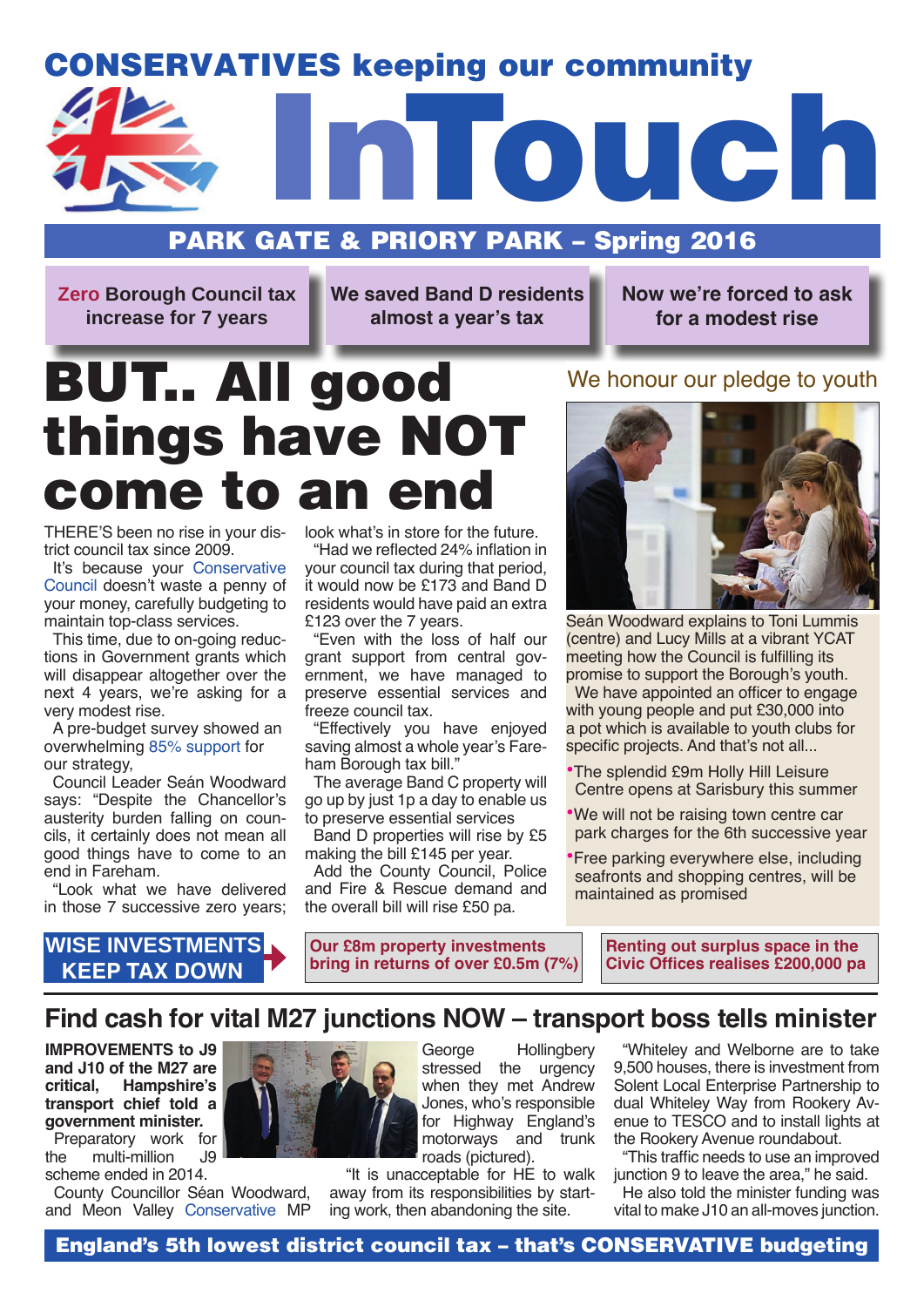# CONSERVATIVES keeping our community InTouch

## PARK GATE & PRIORY PARK – Spring 2016

**Zero Borough Council tax increase for 7 years**

**We saved Band D residents almost a year's tax**

**Now we're forced to ask for a modest rise**

# BUT.. All good things have NOT come to an end

THERE'S been no rise in your district council tax since 2009.

It's because your Conservative Council doesn't waste a penny of your money, carefully budgeting to maintain top-class services.

This time, due to on-going reductions in Government grants which will disappear altogether over the next 4 years, we're asking for a very modest rise.

A pre-budget survey showed an overwhelming 85% support for our strategy,

Council Leader Seán Woodward says: "Despite the Chancellor's austerity burden falling on councils, it certainly does not mean all good things have to come to an end in Fareham.

"Look what we have delivered in those 7 successive zero years; look what's in store for the future.

"Had we reflected 24% inflation in your council tax during that period, it would now be £173 and Band D residents would have paid an extra £123 over the 7 years.

"Even with the loss of half our grant support from central government, we have managed to preserve essential services and freeze council tax.

"Effectively you have enjoyed saving almost a whole year's Fareham Borough tax bill."

The average Band C property will go up by just 1p a day to enable us to preserve essential services

Band D properties will rise by £5 making the bill £145 per year.

Add the County Council, Police and Fire & Rescue demand and the overall bill will rise £50 pa.

## We honour our pledge to youth

Seán Woodward explains to Toni Lummis (centre) and Lucy Mills at a vibrant YCAT meeting how the Council is fulfilling its promise to support the Borough's youth.

We have appointed an officer to engage with young people and put £30,000 into a pot which is available to youth clubs for specific projects. And that's not all...

- The splendid £9m Holly Hill Leisure Centre opens at Sarisbury this summer
- We will not be raising town centre car park charges for the 6th successive year
- Free parking everywhere else, including seafronts and shopping centres, will be maintained as promised

**WISE INVESTMENTS KEEP TAX DOWN**

**Our £8m property investments bring in returns of over £0.5m (7%)**

**Renting out surplus space in the Civic Offices realises £200,000 pa**

## Find cash for vital M27 junctions NOW – transport boss tells minister

**IMPROVEMENTS to J9 and J10 of the M27 are critical, Hampshire's transport chief told a government minister.**

Preparatory work for the multi-million J9 scheme ended in 2014.

County Councillor Séan Woodward, and Meon Valley Conservative MP George Hollingbery stressed the urgency when they met Andrew Jones, who's responsible for Highway England's motorways and trunk roads (pictured).

"It is unacceptable for HE to walk away from its responsibilities by starting work, then abandoning the site.

"Whiteley and Welborne are to take 9,500 houses, there is investment from Solent Local Enterprise Partnership to dual Whiteley Way from Rookery Avenue to TESCO and to install lights at the Rookery Avenue roundabout.

"This traffic needs to use an improved junction 9 to leave the area," he said.

He also told the minister funding was vital to make J10 an all-moves junction.

**England's 5th lowest district council tax – that's CONSERVATIVE budgeting**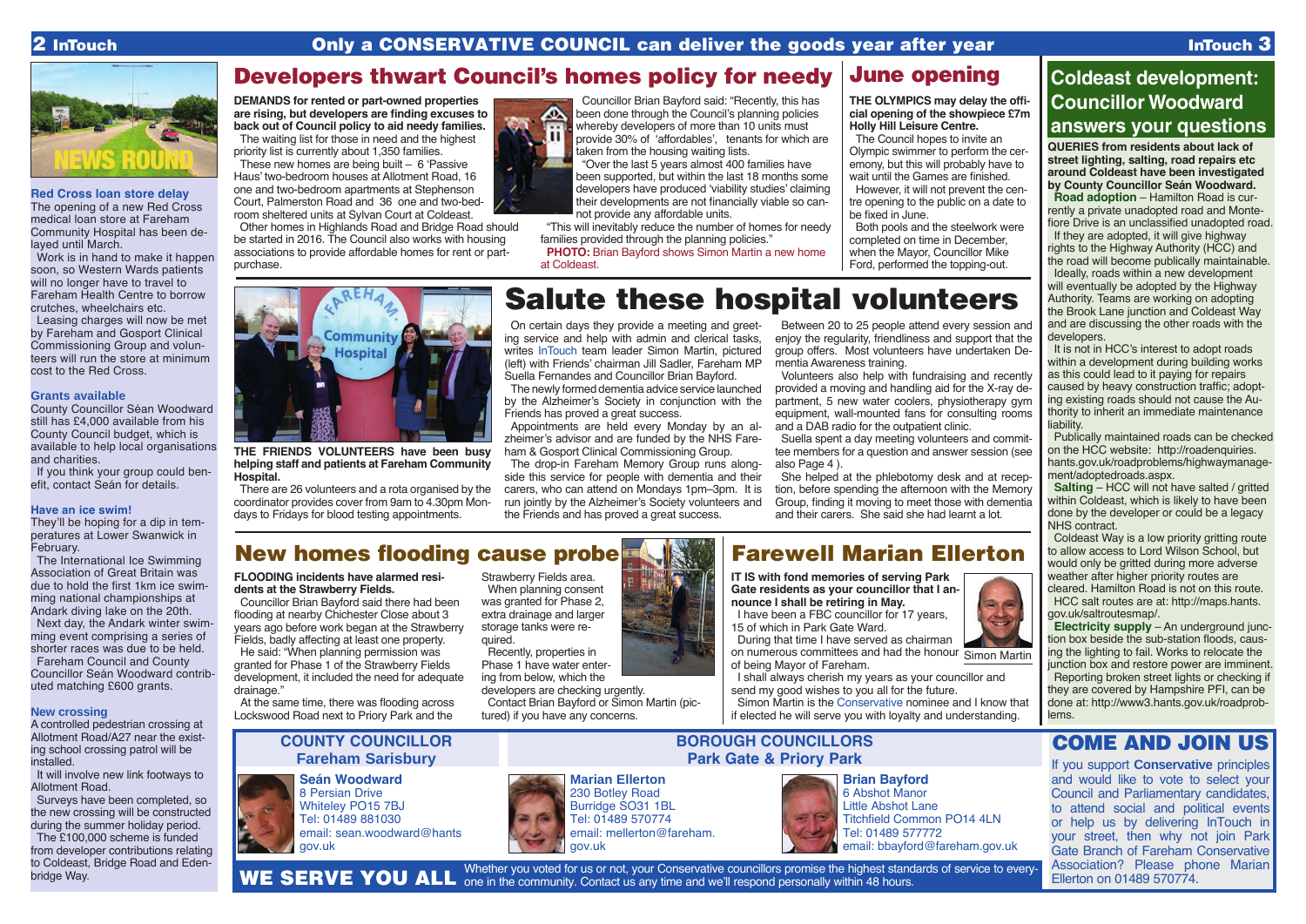Only a CONSERVATIVE COUNCIL can deliver the goods year after year

NEWS ROUND

### Red Cross loan store delay

The opening of a new Red Cross medical loan store at Fareham Community Hospital has been delayed until March.

Work is in hand to make it happen soon, so Western Wards patients will no longer have to travel to Fareham Health Centre to borrow crutches, wheelchairs etc.

Leasing charges will now be met by Fareham and Gosport Clinical Commissioning Group and volunteers will run the store at minimum cost to the Red Cross.

### Grants available

County Councillor Séan Woodward still has £4,000 available from his County Council budget, which is available to help local organisations and charities.

If you think your group could benefit, contact Seán for details.

### Have an ice swim!

They'll be hoping for a dip in temperatures at Lower Swanwick in February.

The International Ice Swimming Association of Great Britain was due to hold the first 1km ice swimming national championships at Andark diving lake on the 20th.

Next day, the Andark winter swimming event comprising a series of shorter races was due to be held.

Fareham Council and County Councillor Seán Woodward contributed matching £600 grants.

### New crossing

A controlled pedestrian crossing at Allotment Road/A27 near the existing school crossing patrol will be installed.

It will involve new link footways to Allotment Road.

Surveys have been completed, so the new crossing will be constructed during the summer holiday period.

The £100,000 scheme is funded from developer contributions relating to Coldeast, Bridge Road and Edenbridge Way.

## Developers thwart Council's homes policy for needy

**DEMANDS for rented or part-owned properties are rising, but developers are finding excuses to back out of Council policy to aid needy families.**

The waiting list for those in need and the highest priority list is currently about 1,350 families.

These new homes are being built – 6 'Passive Haus' two-bedroom houses at Allotment Road, 16 one and two-bedroom apartments at Stephenson Court, Palmerston Road and 36 one and two-bedroom sheltered units at Sylvan Court at Coldeast.

Other homes in Highlands Road and Bridge Road should be started in 2016. The Council also works with housing associations to provide affordable homes for rent or part-purchase.

Councillor Brian Bayford said: "Recently, this has been done through the Council's planning policies whereby developers of more than 10 units must provide 30% of 'affordables', tenants for which are taken from the housing waiting lists.

"Over the last 5 years almost 400 families have been supported, but within the last 18 months some developers have produced 'viability studies' claiming their developments are not financially viable so cannot provide any affordable units.

"This will inevitably reduce the number of homes for needy families provided through the planning policies."

**PHOTO:** Brian Bayford shows Simon Martin a new home at Coldeast.

## June opening

**THE OLYMPICS may delay the official opening of the showpiece £7m Holly Hill Leisure Centre.**

The Council hopes to invite an Olympic swimmer to perform the ceremony, but this will probably have to wait until the Games are finished.

However, it will not prevent the centre opening to the public on a date to be fixed in June.

Both pools and the steelwork were completed on time in December, when the Mayor, Councillor Mike Ford, performed the topping-out.

## Salute these hospital volunteers

**THE FRIENDS VOLUNTEERS have been busy helping staff and patients at Fareham Community Hospital.**

There are 26 volunteers and a rota organised by the coordinator provides cover from 9am to 4.30pm Mondays to Fridays for blood testing appointments.

On certain days they provide a meeting and greeting service and help with admin and clerical tasks, writes InTouch team leader Simon Martin, pictured (left) with Friends' chairman Jill Sadler, Fareham MP Suella Fernandes and Councillor Brian Bayford.

The newly formed dementia advice service launched by the Alzheimer's Society in conjunction with the Friends has proved a great success.

Appointments are held every Monday by an alzheimer's advisor and are funded by the NHS Fareham & Gosport Clinical Commissioning Group.

The drop-in Fareham Memory Group runs alongside this service for people with dementia and their carers, who can attend on Mondays 1pm–3pm. It is run jointly by the Alzheimer's Society volunteers and the Friends and has proved a great success.

Between 20 to 25 people attend every session and enjoy the regularity, friendliness and support that the group offers. Most volunteers have undertaken Dementia Awareness training.

Volunteers also help with fundraising and recently provided a moving and handling aid for the X-ray department, 5 new water coolers, physiotherapy gym equipment, wall-mounted fans for consulting rooms and a DAB radio for the outpatient clinic.

Suella spent a day meeting volunteers and committee members for a question and answer session (see also Page 4 ).

She helped at the phlebotomy desk and at reception, before spending the afternoon with the Memory Group, finding it moving to meet those with dementia and their carers. She said she had learnt a lot.

## New homes flooding cause probe

**FLOODING incidents have alarmed residents at the Strawberry Fields.**

Councillor Brian Bayford said there had been flooding at nearby Chichester Close about 3 years ago before work began at the Strawberry Fields, badly affecting at least one property.

He said: "When planning permission was granted for Phase 1 of the Strawberry Fields development, it included the need for adequate drainage."

At the same time, there was flooding across Lockswood Road next to Priory Park and the Strawberry Fields area.

When planning consent was granted for Phase 2, extra drainage and larger storage tanks were required.

Recently, properties in Phase 1 have water entering from below, which the developers are checking urgently.

Contact Brian Bayford or Simon Martin (pictured) if you have any concerns.

## Farewell Marian Ellerton

**IT IS with fond memories of serving Park Gate residents as your councillor that I announce I shall be retiring in May.**

I have been a FBC councillor for 17 years, 15 of which in Park Gate Ward.

During that time I have served as chairman on numerous committees and had the honour of being Mayor of Fareham.

I shall always cherish my years as your councillor and send my good wishes to you all for the future.

Simon Martin is the Conservative nominee and I know that if elected he will serve you with loyalty and understanding.

Simon Martin

## Coldeast development: Councillor Woodward answers your questions

**QUERIES from residents about lack of street lighting, salting, road repairs etc around Coldeast have been investigated by County Councillor Seán Woodward.**

**Road adoption** – Hamilton Road is currently a private unadopted road and Montefiore Drive is an unclassified unadopted road.

If they are adopted, it will give highway rights to the Highway Authority (HCC) and the road will become publically maintainable.

Ideally, roads within a new development will eventually be adopted by the Highway Authority. Teams are working on adopting the Brook Lane junction and Coldeast Way and are discussing the other roads with the developers.

It is not in HCC's interest to adopt roads within a development during building works as this could lead to it paying for repairs caused by heavy construction traffic; adopting existing roads should not cause the Authority to inherit an immediate maintenance liability.

Publically maintained roads can be checked on the HCC website: http://roadenquiries.hants.gov.uk/roadproblems/highwaymanagement/adoptedroads.aspx.

**Salting** – HCC will not have salted / gritted within Coldeast, which is likely to have been done by the developer or could be a legacy NHS contract.

Coldeast Way is a low priority gritting route to allow access to Lord Wilson School, but would only be gritted during more adverse weather after higher priority routes are cleared. Hamilton Road is not on this route.

HCC salt routes are at: http://maps.hants.gov.uk/saltroutesmap/.

**Electricity supply** – An underground junction box beside the sub-station floods, causing the lighting to fail. Works to relocate the junction box and restore power are imminent.

Reporting broken street lights or checking if they are covered by Hampshire PFI, can be done at: http://www3.hants.gov.uk/roadproblems.

### COUNTY COUNCILLOR Fareham Sarisbury

**Seán Woodward**
8 Persian Drive
Whiteley PO15 7BJ
Tel: 01489 881030
email: sean.woodward@hants.gov.uk

### BOROUGH COUNCILLORS Park Gate & Priory Park

**Marian Ellerton**
230 Botley Road
Burridge SO31 1BL
Tel: 01489 570774
email: mellerton@fareham.gov.uk

**Brian Bayford**
6 Abshot Manor
Little Abshot Lane
Titchfield Common PO14 4LN
Tel: 01489 577772
email: bbayford@fareham.gov.uk

**WE SERVE YOU ALL** Whether you voted for us or not, your Conservative councillors promise the highest standards of service to everyone in the community. Contact us any time and we'll respond personally within 48 hours.

## COME AND JOIN US

If you support **Conservative** principles and would like to vote to select your Council and Parliamentary candidates, to attend social and political events or help us by delivering InTouch in your street, then why not join Park Gate Branch of Fareham Conservative Association? Please phone Marian Ellerton on 01489 570774.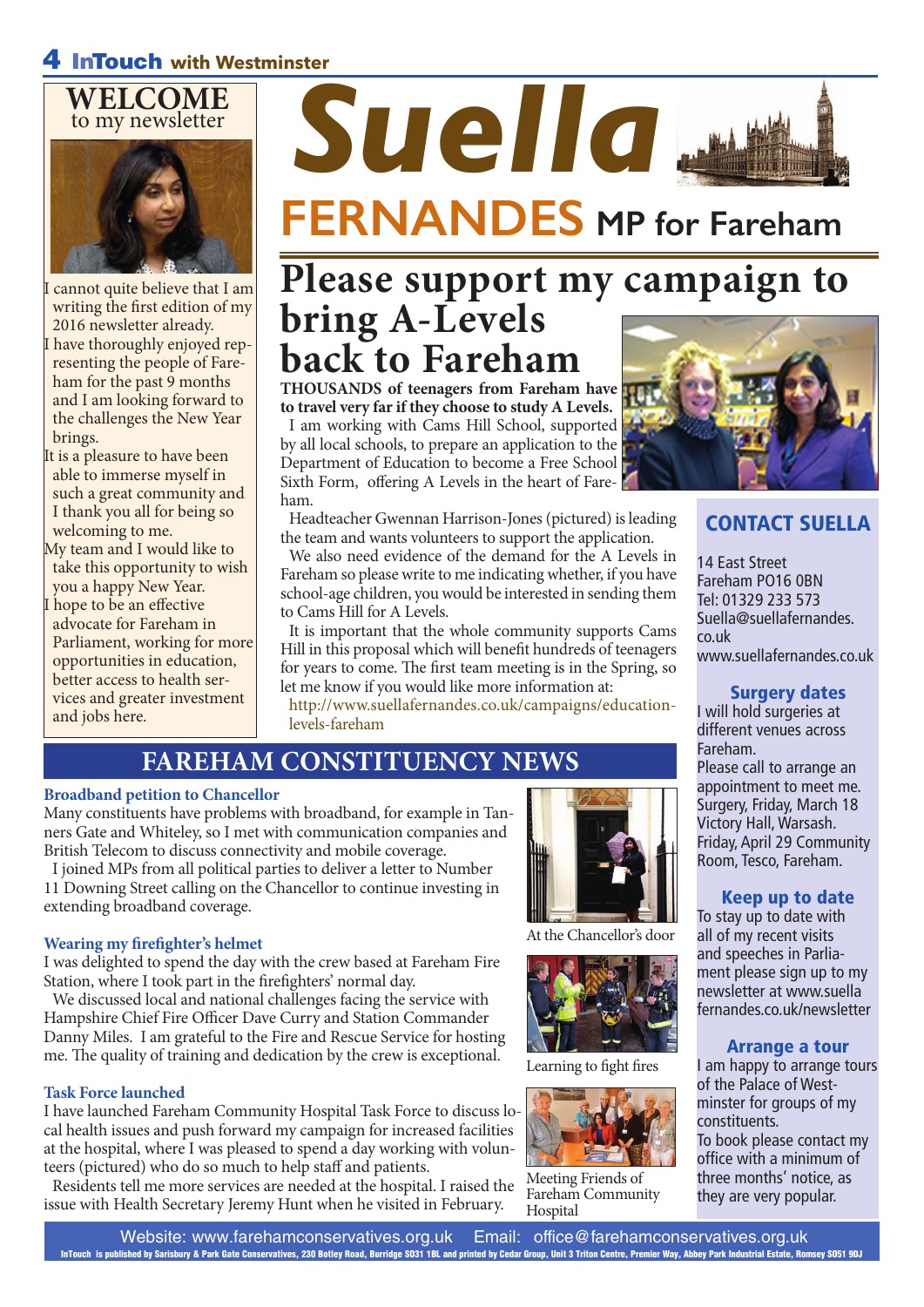# Suella FERNANDES MP for Fareham

## WELCOME to my newsletter

I cannot quite believe that I am writing the first edition of my 2016 newsletter already.

I have thoroughly enjoyed representing the people of Fareham for the past 9 months and I am looking forward to the challenges the New Year brings.

It is a pleasure to have been able to immerse myself in such a great community and I thank you all for being so welcoming to me.

My team and I would like to take this opportunity to wish you a happy New Year.

I hope to be an effective advocate for Fareham in Parliament, working for more opportunities in education, better access to health services and greater investment and jobs here.

## Please support my campaign to bring A-Levels back to Fareham

**THOUSANDS of teenagers from Fareham have to travel very far if they choose to study A Levels.**

I am working with Cams Hill School, supported by all local schools, to prepare an application to the Department of Education to become a Free School Sixth Form, offering A Levels in the heart of Fareham.

Headteacher Gwennan Harrison-Jones (pictured) is leading the team and wants volunteers to support the application.

We also need evidence of the demand for the A Levels in Fareham so please write to me indicating whether, if you have school-age children, you would be interested in sending them to Cams Hill for A Levels.

It is important that the whole community supports Cams Hill in this proposal which will benefit hundreds of teenagers for years to come. The first team meeting is in the Spring, so let me know if you would like more information at:

http://www.suellafernandes.co.uk/campaigns/education-levels-fareham

## CONTACT SUELLA

14 East Street
Fareham PO16 0BN
Tel: 01329 233 573
Suella@suellafernandes.co.uk
www.suellafernandes.co.uk

### Surgery dates

I will hold surgeries at different venues across Fareham.

Please call to arrange an appointment to meet me.

Surgery, Friday, March 18 Victory Hall, Warsash.

Friday, April 29 Community Room, Tesco, Fareham.

### Keep up to date

To stay up to date with all of my recent visits and speeches in Parliament please sign up to my newsletter at www.suellafernandes.co.uk/newsletter

### Arrange a tour

I am happy to arrange tours of the Palace of Westminster for groups of my constituents.

To book please contact my office with a minimum of three months' notice, as they are very popular.

## FAREHAM CONSTITUENCY NEWS

### Broadband petition to Chancellor

Many constituents have problems with broadband, for example in Tanners Gate and Whiteley, so I met with communication companies and British Telecom to discuss connectivity and mobile coverage.

I joined MPs from all political parties to deliver a letter to Number 11 Downing Street calling on the Chancellor to continue investing in extending broadband coverage.

At the Chancellor's door

### Wearing my firefighter's helmet

I was delighted to spend the day with the crew based at Fareham Fire Station, where I took part in the firefighters' normal day.

We discussed local and national challenges facing the service with Hampshire Chief Fire Officer Dave Curry and Station Commander Danny Miles. I am grateful to the Fire and Rescue Service for hosting me. The quality of training and dedication by the crew is exceptional.

Learning to fight fires

### Task Force launched

I have launched Fareham Community Hospital Task Force to discuss local health issues and push forward my campaign for increased facilities at the hospital, where I was pleased to spend a day working with volunteers (pictured) who do so much to help staff and patients.

Residents tell me more services are needed at the hospital. I raised the issue with Health Secretary Jeremy Hunt when he visited in February.

Meeting Friends of Fareham Community Hospital

Website: www.farehamconservatives.org.uk Email: office@farehamconservatives.org.uk

InTouch is published by Sarisbury & Park Gate Conservatives, 230 Botley Road, Burridge SO31 1BL and printed by Cedar Group, Unit 3 Triton Centre, Premier Way, Abbey Park Industrial Estate, Romsey SO51 9DJ